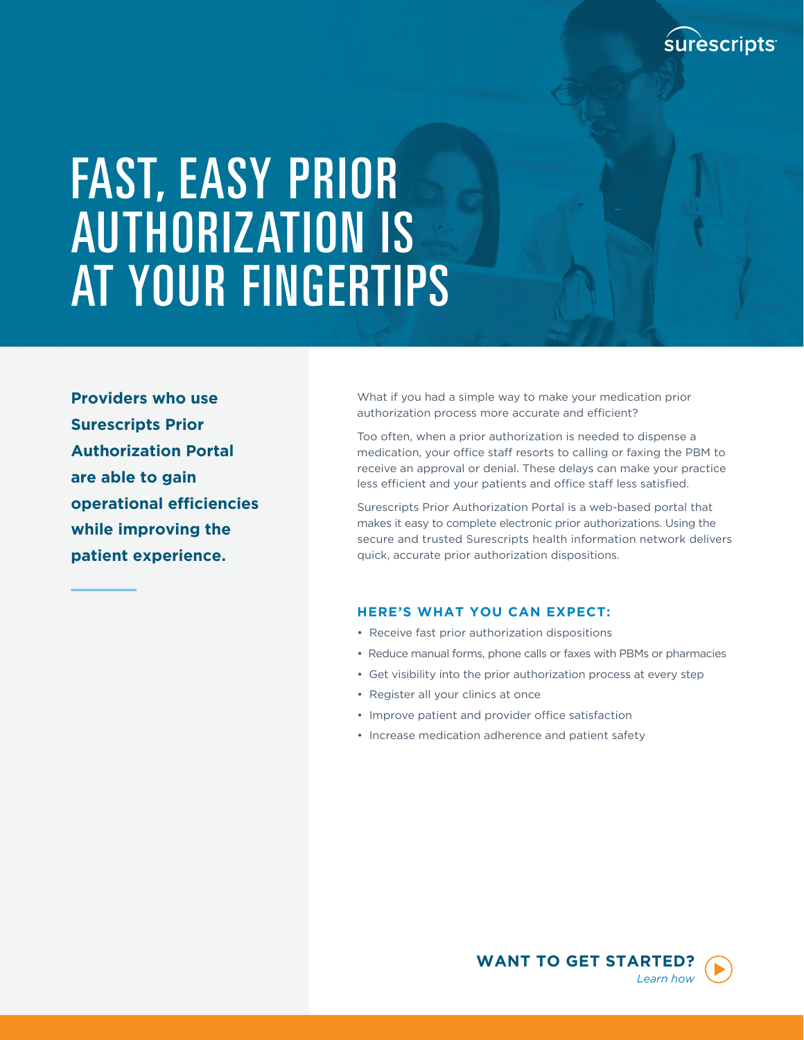surescripts

# FAST, EASY PRIOR AUTHORIZATION IS AT YOUR FINGERTIPS

**Providers who use Surescripts Prior Authorization Portal are able to gain operational efficiencies while improving the patient experience.**

What if you had a simple way to make your medication prior authorization process more accurate and efficient?

Too often, when a prior authorization is needed to dispense a medication, your office staff resorts to calling or faxing the PBM to receive an approval or denial. These delays can make your practice less efficient and your patients and office staff less satisfied.

Surescripts Prior Authorization Portal is a web-based portal that makes it easy to complete electronic prior authorizations. Using the secure and trusted Surescripts health information network delivers quick, accurate prior authorization dispositions.

### HERE'S WHAT YOU CAN EXPECT:

- Receive fast prior authorization dispositions
- Reduce manual forms, phone calls or faxes with PBMs or pharmacies
- Get visibility into the prior authorization process at every step
- Register all your clinics at once
- Improve patient and provider office satisfaction
- Increase medication adherence and patient safety

**WANT TO GET STARTED?**
*Learn how*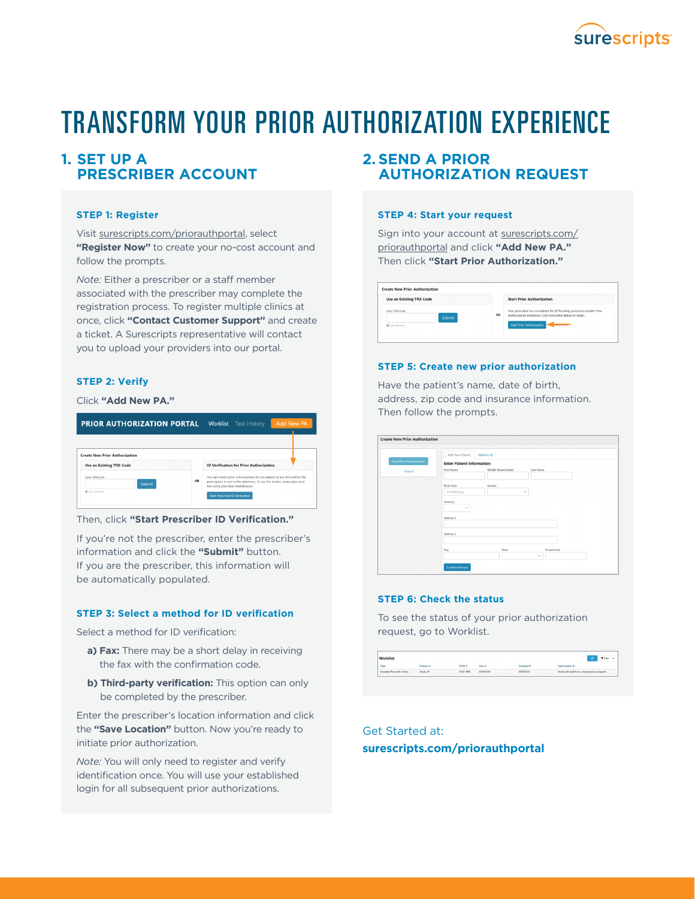# TRANSFORM YOUR PRIOR AUTHORIZATION EXPERIENCE

## 1. SET UP A PRESCRIBER ACCOUNT

### STEP 1: Register

Visit surescripts.com/priorauthportal, select **"Register Now"** to create your no-cost account and follow the prompts.

*Note:* Either a prescriber or a staff member associated with the prescriber may complete the registration process. To register multiple clinics at once, click **"Contact Customer Support"** and create a ticket. A Surescripts representative will contact you to upload your providers into our portal.

### STEP 2: Verify

Click **"Add New PA."**

Then, click **"Start Prescriber ID Verification."**

If you're not the prescriber, enter the prescriber's information and click the **"Submit"** button. If you are the prescriber, this information will be automatically populated.

### STEP 3: Select a method for ID verification

Select a method for ID verification:

- **a) Fax:** There may be a short delay in receiving the fax with the confirmation code.
- **b) Third-party verification:** This option can only be completed by the prescriber.

Enter the prescriber's location information and click the **"Save Location"** button. Now you're ready to initiate prior authorization.

*Note:* You will only need to register and verify identification once. You will use your established login for all subsequent prior authorizations.

## 2. SEND A PRIOR AUTHORIZATION REQUEST

### STEP 4: Start your request

Sign into your account at surescripts.com/priorauthportal and click **"Add New PA."** Then click **"Start Prior Authorization."**

### STEP 5: Create new prior authorization

Have the patient's name, date of birth, address, zip code and insurance information. Then follow the prompts.

### STEP 6: Check the status

To see the status of your prior authorization request, go to Worklist.

Get Started at:
**surescripts.com/priorauthportal**